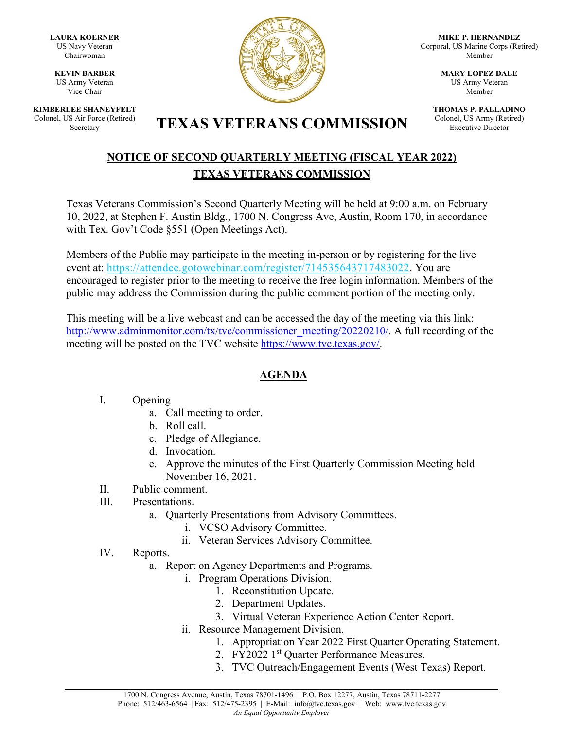**LAURA KOERNER**
US Navy Veteran
Chairwoman

**KEVIN BARBER**
US Army Veteran
Vice Chair

**KIMBERLEE SHANEYFELT**
Colonel, US Air Force (Retired)
Secretary

**MIKE P. HERNANDEZ**
Corporal, US Marine Corps (Retired)
Member

**MARY LOPEZ DALE**
US Army Veteran
Member

**THOMAS P. PALLADINO**
Colonel, US Army (Retired)
Executive Director

# TEXAS VETERANS COMMISSION

## NOTICE OF SECOND QUARTERLY MEETING (FISCAL YEAR 2022)
## TEXAS VETERANS COMMISSION

Texas Veterans Commission's Second Quarterly Meeting will be held at 9:00 a.m. on February 10, 2022, at Stephen F. Austin Bldg., 1700 N. Congress Ave, Austin, Room 170, in accordance with Tex. Gov't Code §551 (Open Meetings Act).

Members of the Public may participate in the meeting in-person or by registering for the live event at: https://attendee.gotowebinar.com/register/714535643717483022. You are encouraged to register prior to the meeting to receive the free login information. Members of the public may address the Commission during the public comment portion of the meeting only.

This meeting will be a live webcast and can be accessed the day of the meeting via this link: http://www.adminmonitor.com/tx/tvc/commissioner_meeting/20220210/. A full recording of the meeting will be posted on the TVC website https://www.tvc.texas.gov/.

## AGENDA

I. Opening
   a. Call meeting to order.
   b. Roll call.
   c. Pledge of Allegiance.
   d. Invocation.
   e. Approve the minutes of the First Quarterly Commission Meeting held November 16, 2021.

II. Public comment.

III. Presentations.
   a. Quarterly Presentations from Advisory Committees.
      i. VCSO Advisory Committee.
      ii. Veteran Services Advisory Committee.

IV. Reports.
   a. Report on Agency Departments and Programs.
      i. Program Operations Division.
         1. Reconstitution Update.
         2. Department Updates.
         3. Virtual Veteran Experience Action Center Report.
      ii. Resource Management Division.
         1. Appropriation Year 2022 First Quarter Operating Statement.
         2. FY2022 1st Quarter Performance Measures.
         3. TVC Outreach/Engagement Events (West Texas) Report.

1700 N. Congress Avenue, Austin, Texas 78701-1496 | P.O. Box 12277, Austin, Texas 78711-2277
Phone: 512/463-6564 | Fax: 512/475-2395 | E-Mail: info@tvc.texas.gov | Web: www.tvc.texas.gov
*An Equal Opportunity Employer*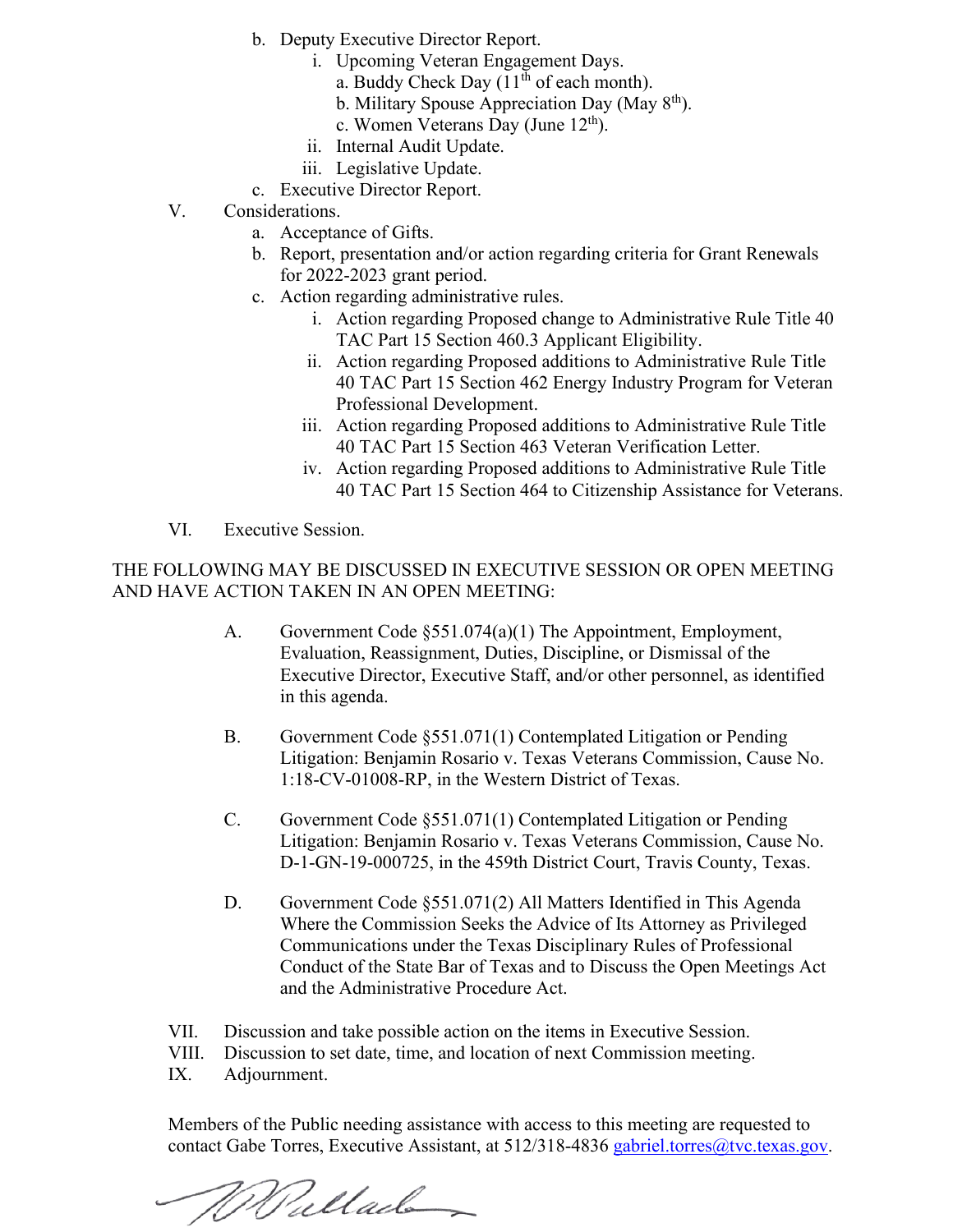b. Deputy Executive Director Report.
    i. Upcoming Veteran Engagement Days.
        a. Buddy Check Day (11th of each month).
        b. Military Spouse Appreciation Day (May 8th).
        c. Women Veterans Day (June 12th).
    ii. Internal Audit Update.
    iii. Legislative Update.

c. Executive Director Report.

V. Considerations.
    a. Acceptance of Gifts.
    b. Report, presentation and/or action regarding criteria for Grant Renewals for 2022-2023 grant period.
    c. Action regarding administrative rules.
        i. Action regarding Proposed change to Administrative Rule Title 40 TAC Part 15 Section 460.3 Applicant Eligibility.
        ii. Action regarding Proposed additions to Administrative Rule Title 40 TAC Part 15 Section 462 Energy Industry Program for Veteran Professional Development.
        iii. Action regarding Proposed additions to Administrative Rule Title 40 TAC Part 15 Section 463 Veteran Verification Letter.
        iv. Action regarding Proposed additions to Administrative Rule Title 40 TAC Part 15 Section 464 to Citizenship Assistance for Veterans.

VI. Executive Session.

THE FOLLOWING MAY BE DISCUSSED IN EXECUTIVE SESSION OR OPEN MEETING AND HAVE ACTION TAKEN IN AN OPEN MEETING:

A. Government Code §551.074(a)(1) The Appointment, Employment, Evaluation, Reassignment, Duties, Discipline, or Dismissal of the Executive Director, Executive Staff, and/or other personnel, as identified in this agenda.

B. Government Code §551.071(1) Contemplated Litigation or Pending Litigation: Benjamin Rosario v. Texas Veterans Commission, Cause No. 1:18-CV-01008-RP, in the Western District of Texas.

C. Government Code §551.071(1) Contemplated Litigation or Pending Litigation: Benjamin Rosario v. Texas Veterans Commission, Cause No. D-1-GN-19-000725, in the 459th District Court, Travis County, Texas.

D. Government Code §551.071(2) All Matters Identified in This Agenda Where the Commission Seeks the Advice of Its Attorney as Privileged Communications under the Texas Disciplinary Rules of Professional Conduct of the State Bar of Texas and to Discuss the Open Meetings Act and the Administrative Procedure Act.

VII. Discussion and take possible action on the items in Executive Session.

VIII. Discussion to set date, time, and location of next Commission meeting.

IX. Adjournment.

Members of the Public needing assistance with access to this meeting are requested to contact Gabe Torres, Executive Assistant, at 512/318-4836 gabriel.torres@tvc.texas.gov.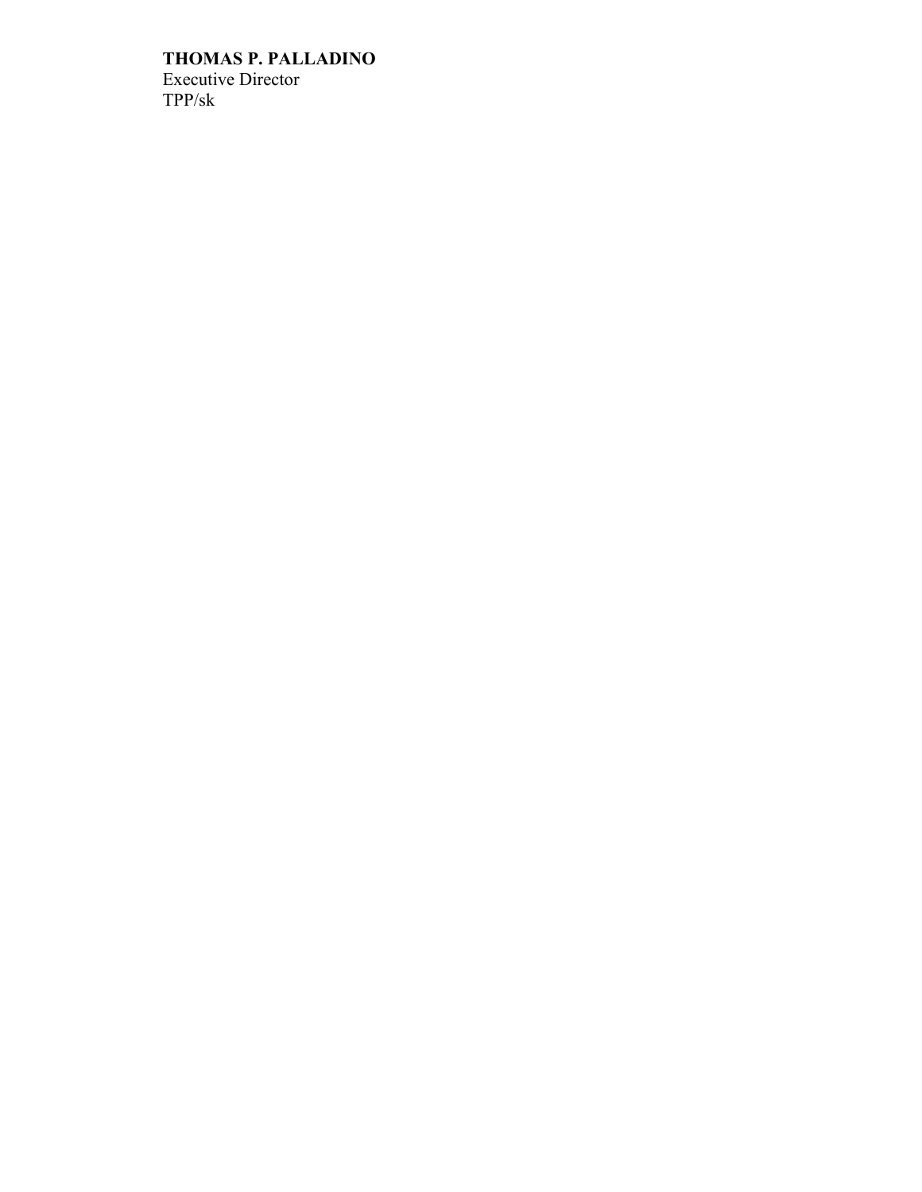**THOMAS P. PALLADINO**
Executive Director
TPP/sk